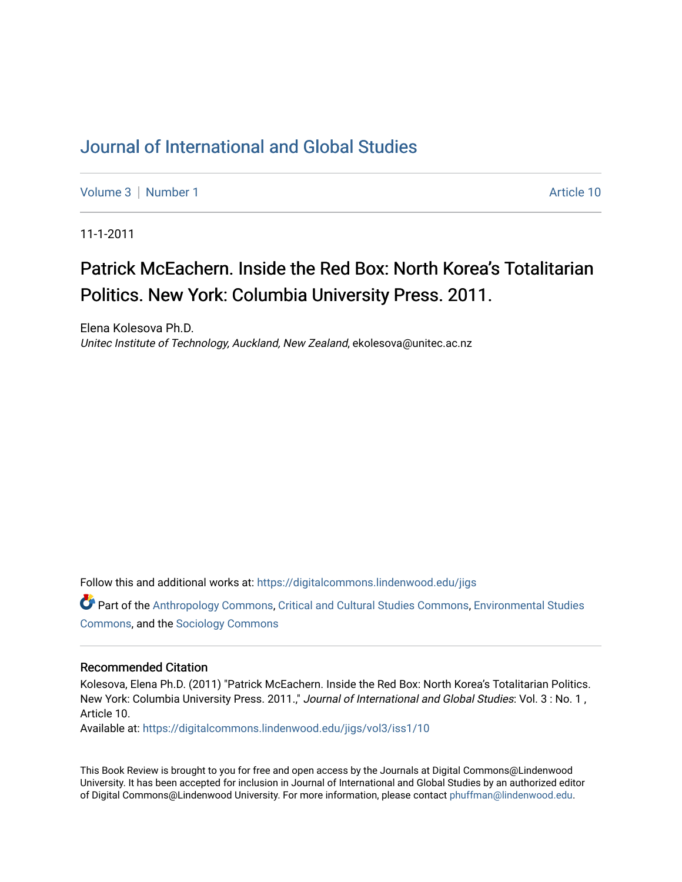# Journal of International and Global Studies

Volume 3 | Number 1 Article 10

11-1-2011

## Patrick McEachern. Inside the Red Box: North Korea's Totalitarian Politics. New York: Columbia University Press. 2011.

Elena Kolesova Ph.D.
*Unitec Institute of Technology, Auckland, New Zealand*, ekolesova@unitec.ac.nz

Follow this and additional works at: https://digitalcommons.lindenwood.edu/jigs

Part of the Anthropology Commons, Critical and Cultural Studies Commons, Environmental Studies Commons, and the Sociology Commons

### Recommended Citation

Kolesova, Elena Ph.D. (2011) "Patrick McEachern. Inside the Red Box: North Korea's Totalitarian Politics. New York: Columbia University Press. 2011.," *Journal of International and Global Studies*: Vol. 3 : No. 1 , Article 10.
Available at: https://digitalcommons.lindenwood.edu/jigs/vol3/iss1/10

This Book Review is brought to you for free and open access by the Journals at Digital Commons@Lindenwood University. It has been accepted for inclusion in Journal of International and Global Studies by an authorized editor of Digital Commons@Lindenwood University. For more information, please contact phuffman@lindenwood.edu.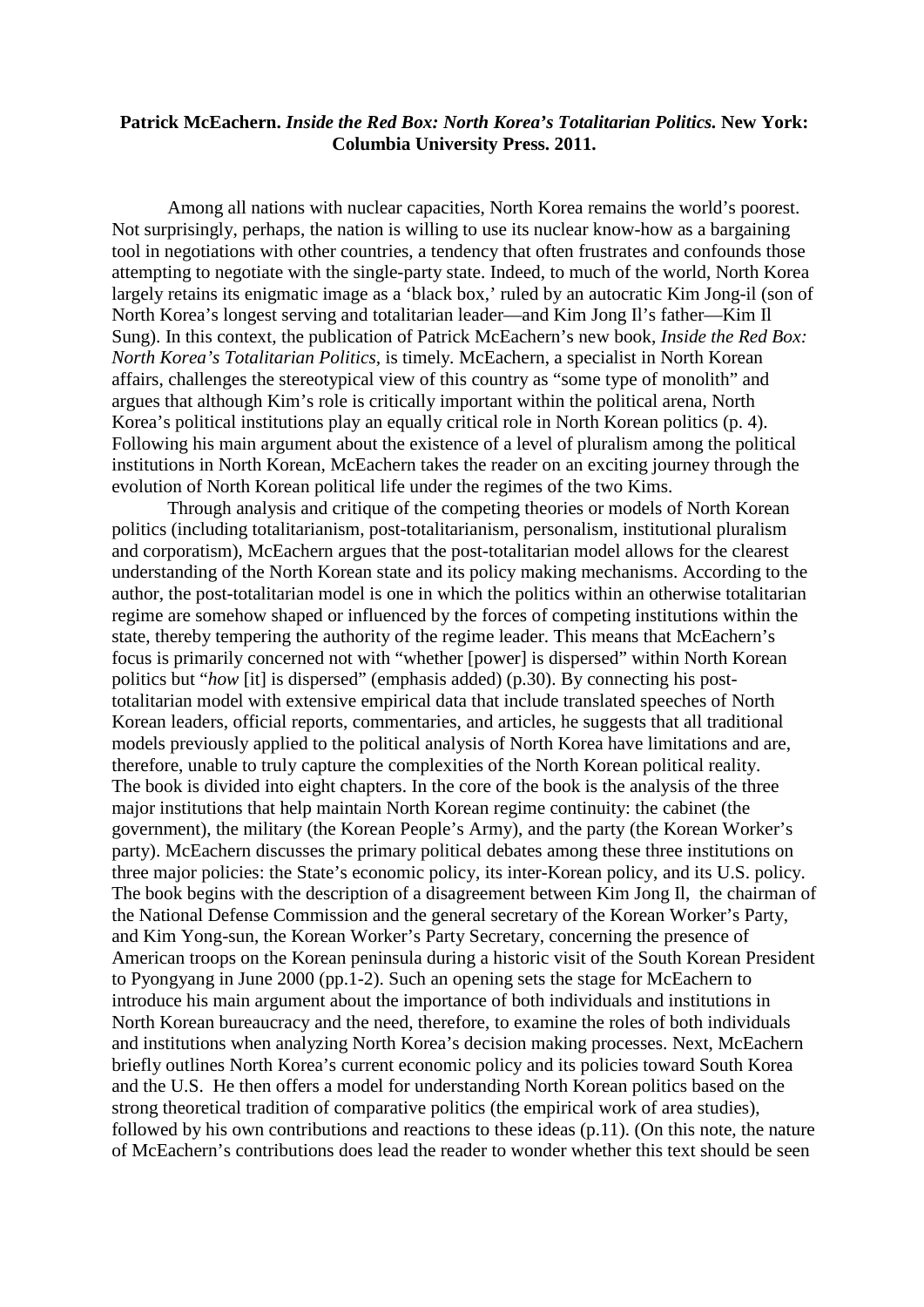**Patrick McEachern. *Inside the Red Box: North Korea's Totalitarian Politics.* New York: Columbia University Press. 2011.**

Among all nations with nuclear capacities, North Korea remains the world's poorest. Not surprisingly, perhaps, the nation is willing to use its nuclear know-how as a bargaining tool in negotiations with other countries, a tendency that often frustrates and confounds those attempting to negotiate with the single-party state. Indeed, to much of the world, North Korea largely retains its enigmatic image as a 'black box,' ruled by an autocratic Kim Jong-il (son of North Korea's longest serving and totalitarian leader—and Kim Jong Il's father—Kim Il Sung). In this context, the publication of Patrick McEachern's new book, *Inside the Red Box: North Korea's Totalitarian Politics,* is timely. McEachern, a specialist in North Korean affairs, challenges the stereotypical view of this country as "some type of monolith" and argues that although Kim's role is critically important within the political arena, North Korea's political institutions play an equally critical role in North Korean politics (p. 4). Following his main argument about the existence of a level of pluralism among the political institutions in North Korean, McEachern takes the reader on an exciting journey through the evolution of North Korean political life under the regimes of the two Kims.

Through analysis and critique of the competing theories or models of North Korean politics (including totalitarianism, post-totalitarianism, personalism, institutional pluralism and corporatism), McEachern argues that the post-totalitarian model allows for the clearest understanding of the North Korean state and its policy making mechanisms. According to the author, the post-totalitarian model is one in which the politics within an otherwise totalitarian regime are somehow shaped or influenced by the forces of competing institutions within the state, thereby tempering the authority of the regime leader. This means that McEachern's focus is primarily concerned not with "whether [power] is dispersed" within North Korean politics but "*how* [it] is dispersed" (emphasis added) (p.30). By connecting his post-totalitarian model with extensive empirical data that include translated speeches of North Korean leaders, official reports, commentaries, and articles, he suggests that all traditional models previously applied to the political analysis of North Korea have limitations and are, therefore, unable to truly capture the complexities of the North Korean political reality.

The book is divided into eight chapters. In the core of the book is the analysis of the three major institutions that help maintain North Korean regime continuity: the cabinet (the government), the military (the Korean People's Army), and the party (the Korean Worker's party). McEachern discusses the primary political debates among these three institutions on three major policies: the State's economic policy, its inter-Korean policy, and its U.S. policy. The book begins with the description of a disagreement between Kim Jong Il, the chairman of the National Defense Commission and the general secretary of the Korean Worker's Party, and Kim Yong-sun, the Korean Worker's Party Secretary, concerning the presence of American troops on the Korean peninsula during a historic visit of the South Korean President to Pyongyang in June 2000 (pp.1-2). Such an opening sets the stage for McEachern to introduce his main argument about the importance of both individuals and institutions in North Korean bureaucracy and the need, therefore, to examine the roles of both individuals and institutions when analyzing North Korea's decision making processes. Next, McEachern briefly outlines North Korea's current economic policy and its policies toward South Korea and the U.S. He then offers a model for understanding North Korean politics based on the strong theoretical tradition of comparative politics (the empirical work of area studies), followed by his own contributions and reactions to these ideas (p.11). (On this note, the nature of McEachern's contributions does lead the reader to wonder whether this text should be seen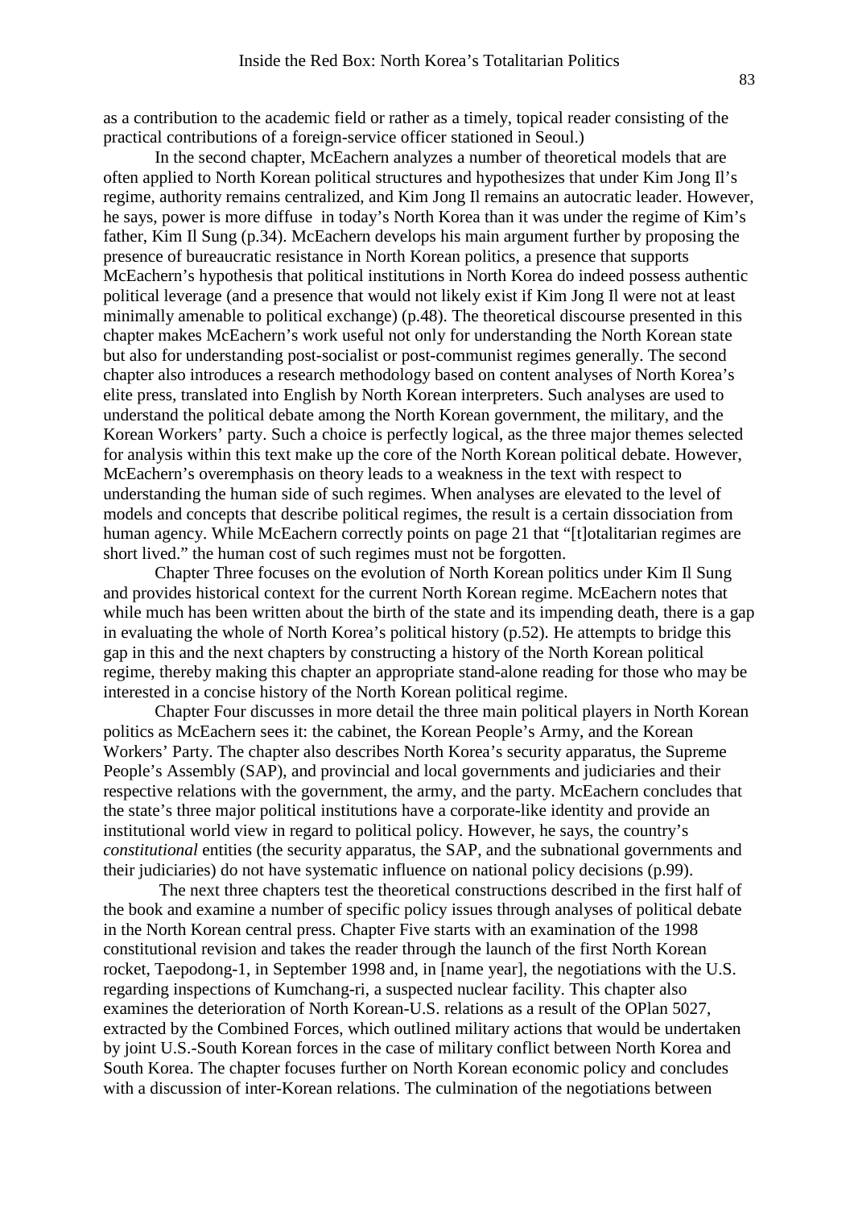as a contribution to the academic field or rather as a timely, topical reader consisting of the practical contributions of a foreign-service officer stationed in Seoul.)

In the second chapter, McEachern analyzes a number of theoretical models that are often applied to North Korean political structures and hypothesizes that under Kim Jong Il's regime, authority remains centralized, and Kim Jong Il remains an autocratic leader. However, he says, power is more diffuse in today's North Korea than it was under the regime of Kim's father, Kim Il Sung (p.34). McEachern develops his main argument further by proposing the presence of bureaucratic resistance in North Korean politics, a presence that supports McEachern's hypothesis that political institutions in North Korea do indeed possess authentic political leverage (and a presence that would not likely exist if Kim Jong Il were not at least minimally amenable to political exchange) (p.48). The theoretical discourse presented in this chapter makes McEachern's work useful not only for understanding the North Korean state but also for understanding post-socialist or post-communist regimes generally. The second chapter also introduces a research methodology based on content analyses of North Korea's elite press, translated into English by North Korean interpreters. Such analyses are used to understand the political debate among the North Korean government, the military, and the Korean Workers' party. Such a choice is perfectly logical, as the three major themes selected for analysis within this text make up the core of the North Korean political debate. However, McEachern's overemphasis on theory leads to a weakness in the text with respect to understanding the human side of such regimes. When analyses are elevated to the level of models and concepts that describe political regimes, the result is a certain dissociation from human agency. While McEachern correctly points on page 21 that "[t]otalitarian regimes are short lived." the human cost of such regimes must not be forgotten.

Chapter Three focuses on the evolution of North Korean politics under Kim Il Sung and provides historical context for the current North Korean regime. McEachern notes that while much has been written about the birth of the state and its impending death, there is a gap in evaluating the whole of North Korea's political history (p.52). He attempts to bridge this gap in this and the next chapters by constructing a history of the North Korean political regime, thereby making this chapter an appropriate stand-alone reading for those who may be interested in a concise history of the North Korean political regime.

Chapter Four discusses in more detail the three main political players in North Korean politics as McEachern sees it: the cabinet, the Korean People's Army, and the Korean Workers' Party. The chapter also describes North Korea's security apparatus, the Supreme People's Assembly (SAP), and provincial and local governments and judiciaries and their respective relations with the government, the army, and the party. McEachern concludes that the state's three major political institutions have a corporate-like identity and provide an institutional world view in regard to political policy. However, he says, the country's *constitutional* entities (the security apparatus, the SAP, and the subnational governments and their judiciaries) do not have systematic influence on national policy decisions (p.99).

The next three chapters test the theoretical constructions described in the first half of the book and examine a number of specific policy issues through analyses of political debate in the North Korean central press. Chapter Five starts with an examination of the 1998 constitutional revision and takes the reader through the launch of the first North Korean rocket, Taepodong-1, in September 1998 and, in [name year], the negotiations with the U.S. regarding inspections of Kumchang-ri, a suspected nuclear facility. This chapter also examines the deterioration of North Korean-U.S. relations as a result of the OPlan 5027, extracted by the Combined Forces, which outlined military actions that would be undertaken by joint U.S.-South Korean forces in the case of military conflict between North Korea and South Korea. The chapter focuses further on North Korean economic policy and concludes with a discussion of inter-Korean relations. The culmination of the negotiations between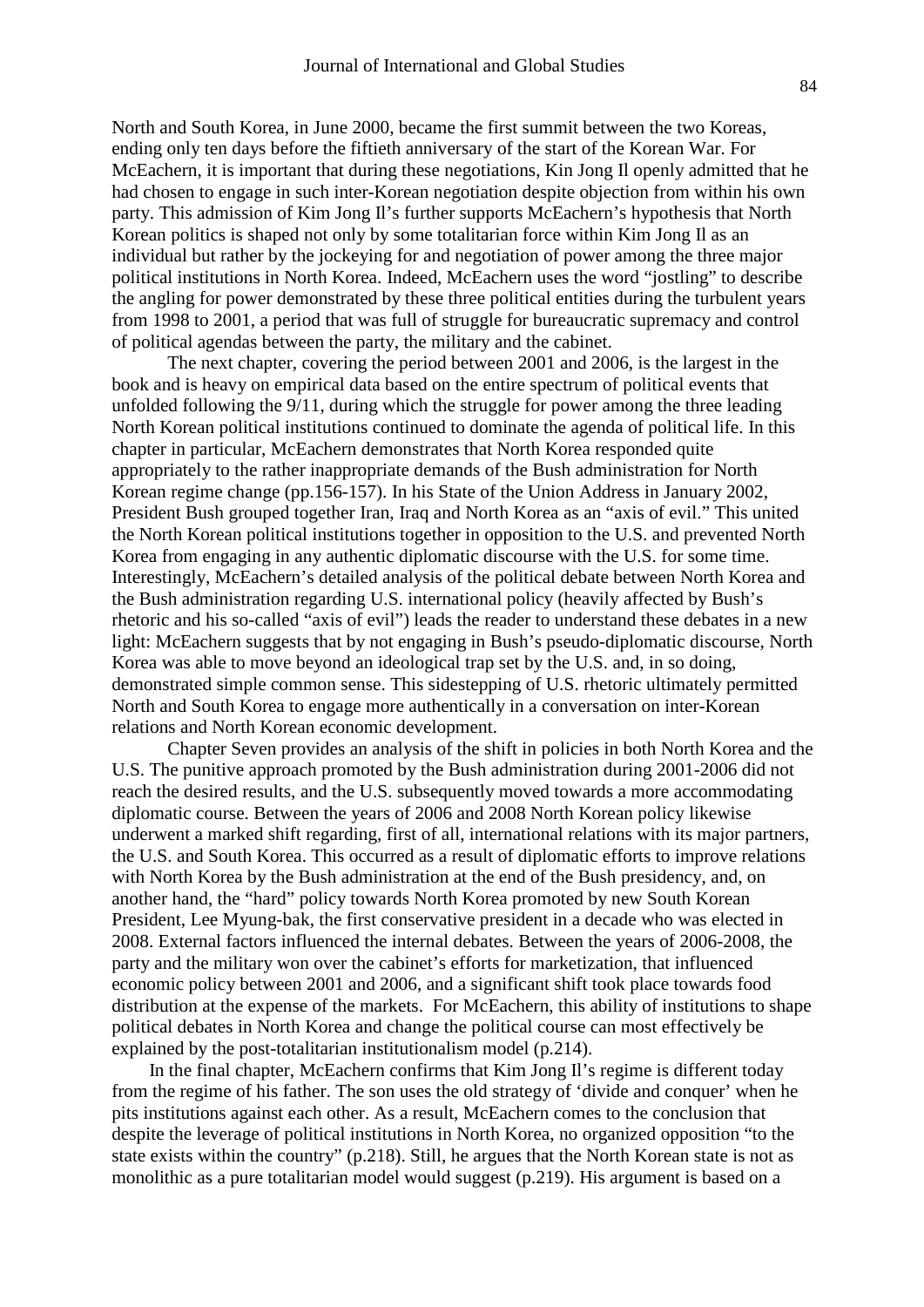North and South Korea, in June 2000, became the first summit between the two Koreas, ending only ten days before the fiftieth anniversary of the start of the Korean War. For McEachern, it is important that during these negotiations, Kin Jong Il openly admitted that he had chosen to engage in such inter-Korean negotiation despite objection from within his own party. This admission of Kim Jong Il's further supports McEachern's hypothesis that North Korean politics is shaped not only by some totalitarian force within Kim Jong Il as an individual but rather by the jockeying for and negotiation of power among the three major political institutions in North Korea. Indeed, McEachern uses the word "jostling" to describe the angling for power demonstrated by these three political entities during the turbulent years from 1998 to 2001, a period that was full of struggle for bureaucratic supremacy and control of political agendas between the party, the military and the cabinet.

The next chapter, covering the period between 2001 and 2006, is the largest in the book and is heavy on empirical data based on the entire spectrum of political events that unfolded following the 9/11, during which the struggle for power among the three leading North Korean political institutions continued to dominate the agenda of political life. In this chapter in particular, McEachern demonstrates that North Korea responded quite appropriately to the rather inappropriate demands of the Bush administration for North Korean regime change (pp.156-157). In his State of the Union Address in January 2002, President Bush grouped together Iran, Iraq and North Korea as an "axis of evil." This united the North Korean political institutions together in opposition to the U.S. and prevented North Korea from engaging in any authentic diplomatic discourse with the U.S. for some time. Interestingly, McEachern's detailed analysis of the political debate between North Korea and the Bush administration regarding U.S. international policy (heavily affected by Bush's rhetoric and his so-called "axis of evil") leads the reader to understand these debates in a new light: McEachern suggests that by not engaging in Bush's pseudo-diplomatic discourse, North Korea was able to move beyond an ideological trap set by the U.S. and, in so doing, demonstrated simple common sense. This sidestepping of U.S. rhetoric ultimately permitted North and South Korea to engage more authentically in a conversation on inter-Korean relations and North Korean economic development.

Chapter Seven provides an analysis of the shift in policies in both North Korea and the U.S. The punitive approach promoted by the Bush administration during 2001-2006 did not reach the desired results, and the U.S. subsequently moved towards a more accommodating diplomatic course. Between the years of 2006 and 2008 North Korean policy likewise underwent a marked shift regarding, first of all, international relations with its major partners, the U.S. and South Korea. This occurred as a result of diplomatic efforts to improve relations with North Korea by the Bush administration at the end of the Bush presidency, and, on another hand, the "hard" policy towards North Korea promoted by new South Korean President, Lee Myung-bak, the first conservative president in a decade who was elected in 2008. External factors influenced the internal debates. Between the years of 2006-2008, the party and the military won over the cabinet's efforts for marketization, that influenced economic policy between 2001 and 2006, and a significant shift took place towards food distribution at the expense of the markets. For McEachern, this ability of institutions to shape political debates in North Korea and change the political course can most effectively be explained by the post-totalitarian institutionalism model (p.214).

In the final chapter, McEachern confirms that Kim Jong Il's regime is different today from the regime of his father. The son uses the old strategy of 'divide and conquer' when he pits institutions against each other. As a result, McEachern comes to the conclusion that despite the leverage of political institutions in North Korea, no organized opposition "to the state exists within the country" (p.218). Still, he argues that the North Korean state is not as monolithic as a pure totalitarian model would suggest (p.219). His argument is based on a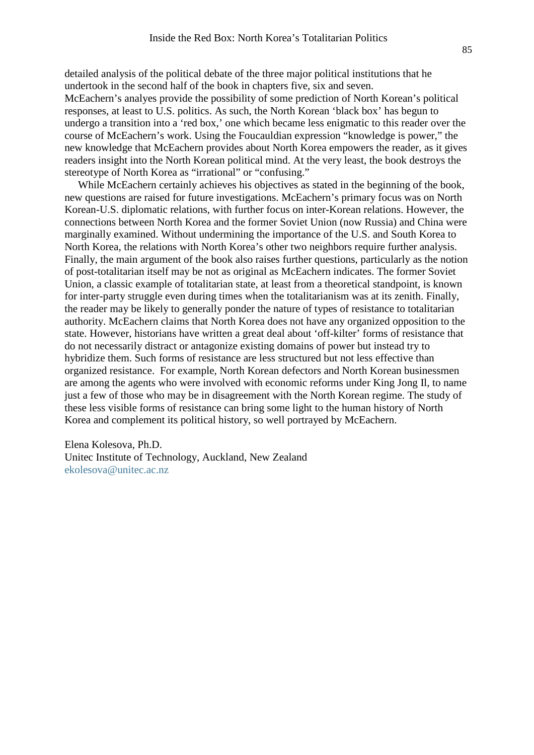detailed analysis of the political debate of the three major political institutions that he undertook in the second half of the book in chapters five, six and seven. McEachern's analyes provide the possibility of some prediction of North Korean's political responses, at least to U.S. politics. As such, the North Korean 'black box' has begun to undergo a transition into a 'red box,' one which became less enigmatic to this reader over the course of McEachern's work. Using the Foucauldian expression "knowledge is power," the new knowledge that McEachern provides about North Korea empowers the reader, as it gives readers insight into the North Korean political mind. At the very least, the book destroys the stereotype of North Korea as "irrational" or "confusing."

While McEachern certainly achieves his objectives as stated in the beginning of the book, new questions are raised for future investigations. McEachern's primary focus was on North Korean-U.S. diplomatic relations, with further focus on inter-Korean relations. However, the connections between North Korea and the former Soviet Union (now Russia) and China were marginally examined. Without undermining the importance of the U.S. and South Korea to North Korea, the relations with North Korea's other two neighbors require further analysis. Finally, the main argument of the book also raises further questions, particularly as the notion of post-totalitarian itself may be not as original as McEachern indicates. The former Soviet Union, a classic example of totalitarian state, at least from a theoretical standpoint, is known for inter-party struggle even during times when the totalitarianism was at its zenith. Finally, the reader may be likely to generally ponder the nature of types of resistance to totalitarian authority. McEachern claims that North Korea does not have any organized opposition to the state. However, historians have written a great deal about 'off-kilter' forms of resistance that do not necessarily distract or antagonize existing domains of power but instead try to hybridize them. Such forms of resistance are less structured but not less effective than organized resistance. For example, North Korean defectors and North Korean businessmen are among the agents who were involved with economic reforms under King Jong Il, to name just a few of those who may be in disagreement with the North Korean regime. The study of these less visible forms of resistance can bring some light to the human history of North Korea and complement its political history, so well portrayed by McEachern.

Elena Kolesova, Ph.D.
Unitec Institute of Technology, Auckland, New Zealand
ekolesova@unitec.ac.nz